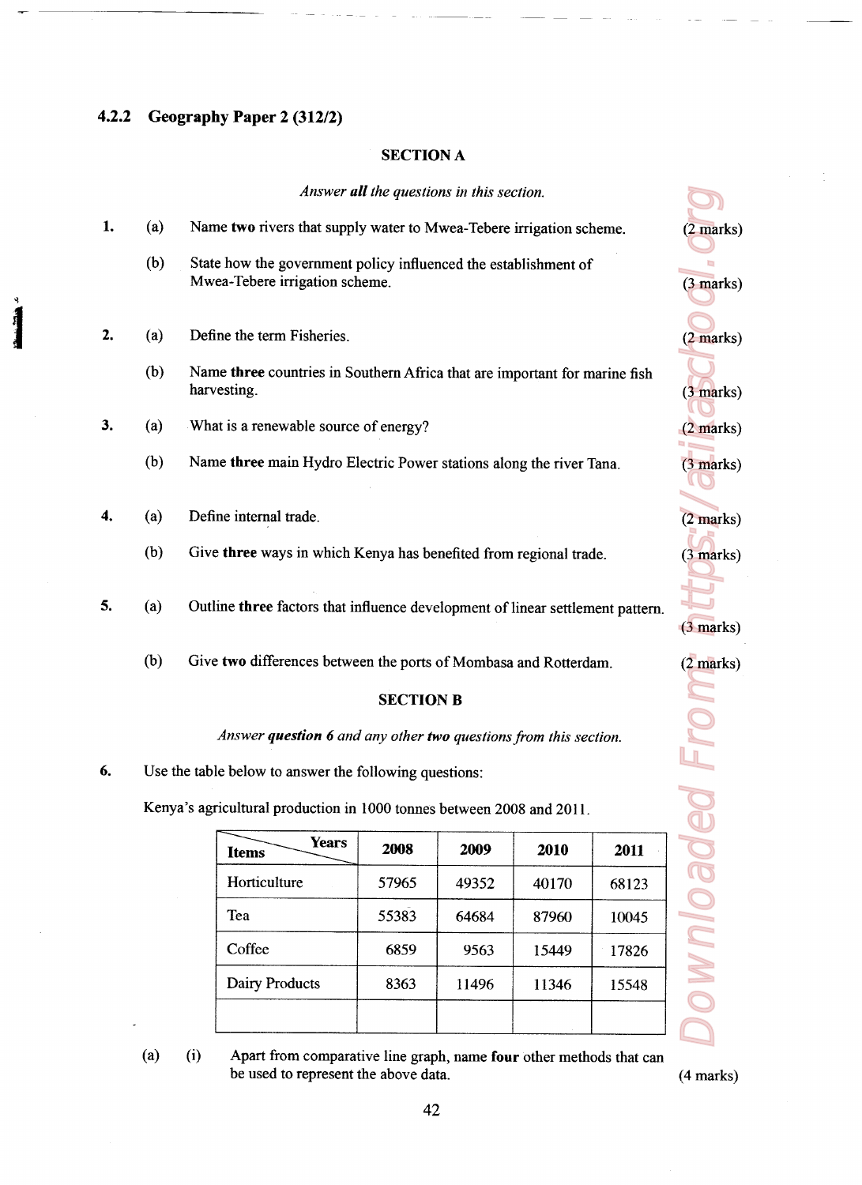### 4.2.2 Geography Paper 2 (312/2)

**SECTION A**

*Answer **all** the questions in this section.*

1. (a) Name **two** rivers that supply water to Mwea-Tebere irrigation scheme. (2 marks)

   (b) State how the government policy influenced the establishment of Mwea-Tebere irrigation scheme. (3 marks)

2. (a) Define the term Fisheries. (2 marks)

   (b) Name **three** countries in Southern Africa that are important for marine fish harvesting. (3 marks)

3. (a) What is a renewable source of energy? (2 marks)

   (b) Name **three** main Hydro Electric Power stations along the river Tana. (3 marks)

4. (a) Define internal trade. (2 marks)

   (b) Give **three** ways in which Kenya has benefited from regional trade. (3 marks)

5. (a) Outline **three** factors that influence development of linear settlement pattern. (3 marks)

   (b) Give **two** differences between the ports of Mombasa and Rotterdam. (2 marks)

**SECTION B**

*Answer **question 6** and any other **two** questions from this section.*

6. Use the table below to answer the following questions:

Kenya's agricultural production in 1000 tonnes between 2008 and 2011.

| Items / Years | 2008 | 2009 | 2010 | 2011 |
|---|---|---|---|---|
| Horticulture | 57965 | 49352 | 40170 | 68123 |
| Tea | 55383 | 64684 | 87960 | 10045 |
| Coffee | 6859 | 9563 | 15449 | 17826 |
| Dairy Products | 8363 | 11496 | 11346 | 15548 |
| | | | | |

(a) (i) Apart from comparative line graph, name **four** other methods that can be used to represent the above data. (4 marks)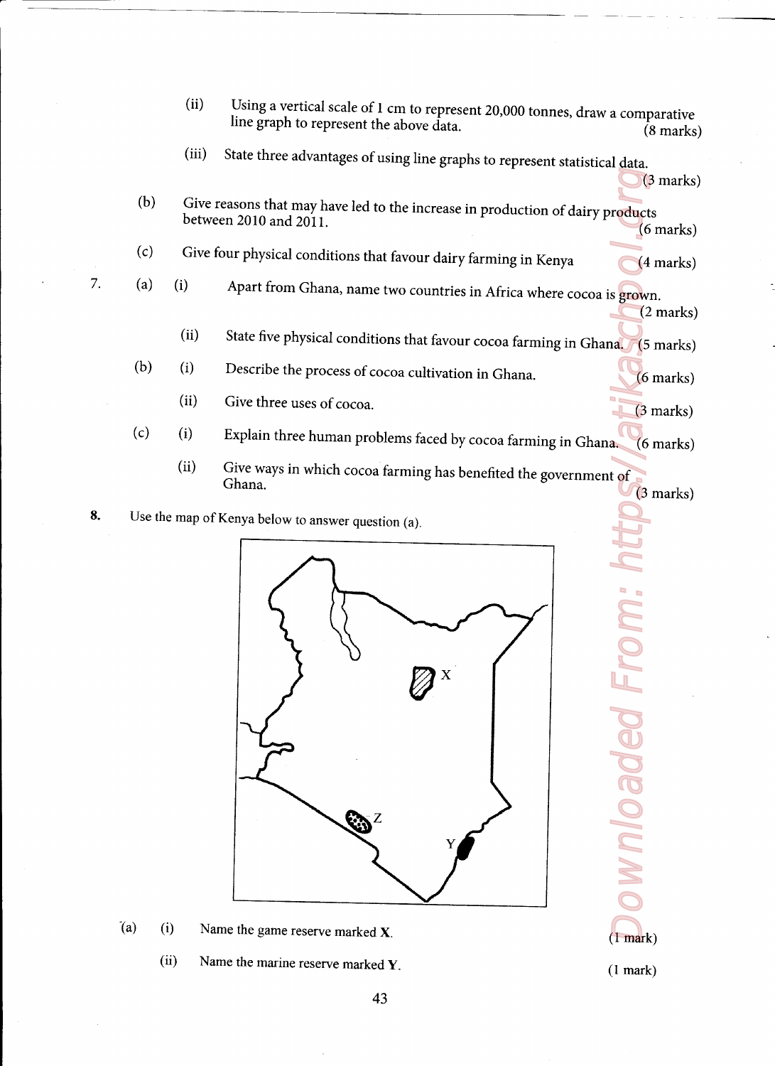(ii) Using a vertical scale of 1 cm to represent 20,000 tonnes, draw a comparative line graph to represent the above data. (8 marks)

(iii) State three advantages of using line graphs to represent statistical data. (3 marks)

(b) Give reasons that may have led to the increase in production of dairy products between 2010 and 2011. (6 marks)

(c) Give four physical conditions that favour dairy farming in Kenya (4 marks)

7. (a) (i) Apart from Ghana, name two countries in Africa where cocoa is grown. (2 marks)

(ii) State five physical conditions that favour cocoa farming in Ghana. (5 marks)

(b) (i) Describe the process of cocoa cultivation in Ghana. (6 marks)

(ii) Give three uses of cocoa. (3 marks)

(c) (i) Explain three human problems faced by cocoa farming in Ghana. (6 marks)

(ii) Give ways in which cocoa farming has benefited the government of Ghana. (3 marks)

**8.** Use the map of Kenya below to answer question (a).

(a) (i) Name the game reserve marked **X**. (1 mark)

(ii) Name the marine reserve marked **Y**. (1 mark)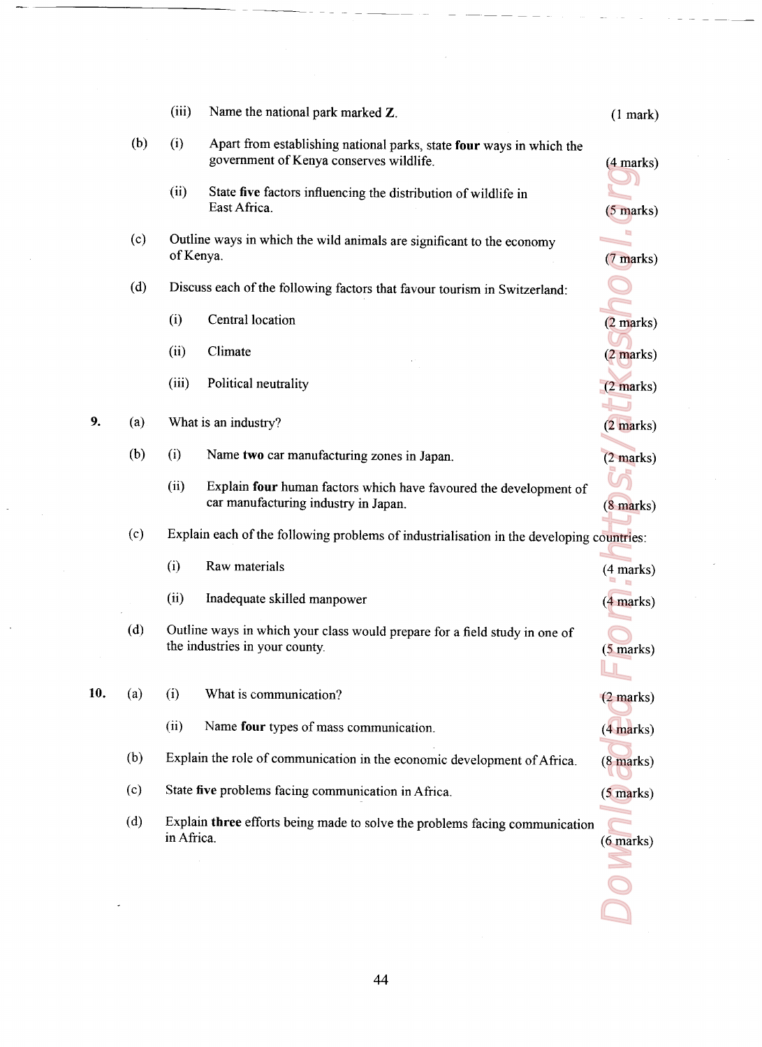(iii) Name the national park marked **Z**. (1 mark)

(b) (i) Apart from establishing national parks, state **four** ways in which the government of Kenya conserves wildlife. (4 marks)

(ii) State **five** factors influencing the distribution of wildlife in East Africa. (5 marks)

(c) Outline ways in which the wild animals are significant to the economy of Kenya. (7 marks)

(d) Discuss each of the following factors that favour tourism in Switzerland:

(i) Central location (2 marks)

(ii) Climate (2 marks)

(iii) Political neutrality (2 marks)

**9.** (a) What is an industry? (2 marks)

(b) (i) Name **two** car manufacturing zones in Japan. (2 marks)

(ii) Explain **four** human factors which have favoured the development of car manufacturing industry in Japan. (8 marks)

(c) Explain each of the following problems of industrialisation in the developing countries:

(i) Raw materials (4 marks)

(ii) Inadequate skilled manpower (4 marks)

(d) Outline ways in which your class would prepare for a field study in one of the industries in your county. (5 marks)

**10.** (a) (i) What is communication? (2 marks)

(ii) Name **four** types of mass communication. (4 marks)

(b) Explain the role of communication in the economic development of Africa. (8 marks)

(c) State **five** problems facing communication in Africa. (5 marks)

(d) Explain **three** efforts being made to solve the problems facing communication in Africa. (6 marks)